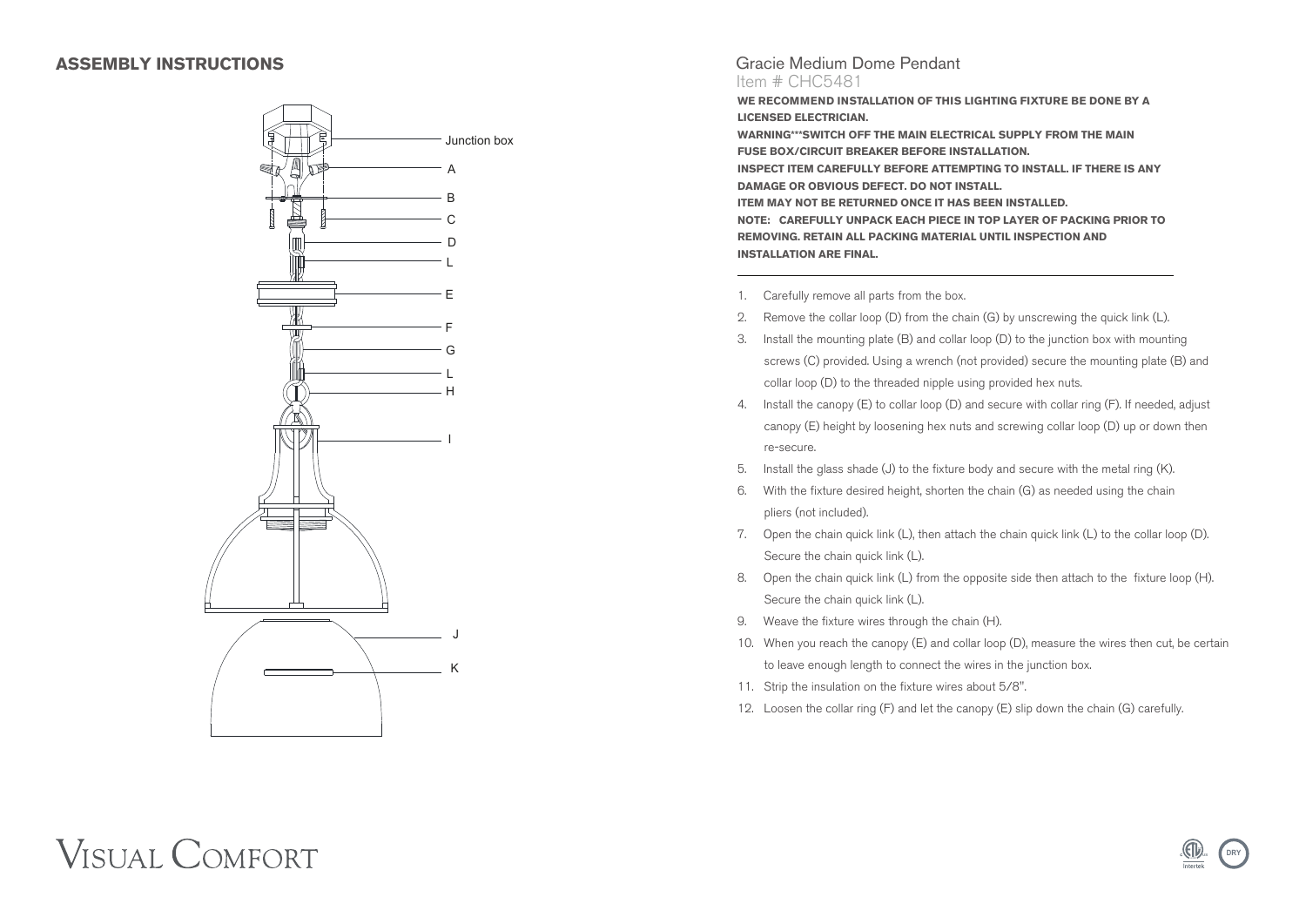## ASSEMBLY INSTRUCTIONS

Junction box

A

B

C

D

L

E

F

G

L

H

I

J

K

## Gracie Medium Dome Pendant

Item # CHC5481

**WE RECOMMEND INSTALLATION OF THIS LIGHTING FIXTURE BE DONE BY A LICENSED ELECTRICIAN.**

**WARNING***SWITCH OFF THE MAIN ELECTRICAL SUPPLY FROM THE MAIN FUSE BOX/CIRCUIT BREAKER BEFORE INSTALLATION.**

**INSPECT ITEM CAREFULLY BEFORE ATTEMPTING TO INSTALL. IF THERE IS ANY DAMAGE OR OBVIOUS DEFECT. DO NOT INSTALL.**

**ITEM MAY NOT BE RETURNED ONCE IT HAS BEEN INSTALLED.**

**NOTE: CAREFULLY UNPACK EACH PIECE IN TOP LAYER OF PACKING PRIOR TO REMOVING. RETAIN ALL PACKING MATERIAL UNTIL INSPECTION AND INSTALLATION ARE FINAL.**

---

1. Carefully remove all parts from the box.
2. Remove the collar loop (D) from the chain (G) by unscrewing the quick link (L).
3. Install the mounting plate (B) and collar loop (D) to the junction box with mounting screws (C) provided. Using a wrench (not provided) secure the mounting plate (B) and collar loop (D) to the threaded nipple using provided hex nuts.
4. Install the canopy (E) to collar loop (D) and secure with collar ring (F). If needed, adjust canopy (E) height by loosening hex nuts and screwing collar loop (D) up or down then re-secure.
5. Install the glass shade (J) to the fixture body and secure with the metal ring (K).
6. With the fixture desired height, shorten the chain (G) as needed using the chain pliers (not included).
7. Open the chain quick link (L), then attach the chain quick link (L) to the collar loop (D). Secure the chain quick link (L).
8. Open the chain quick link (L) from the opposite side then attach to the fixture loop (H). Secure the chain quick link (L).
9. Weave the fixture wires through the chain (H).
10. When you reach the canopy (E) and collar loop (D), measure the wires then cut, be certain to leave enough length to connect the wires in the junction box.
11. Strip the insulation on the fixture wires about 5/8".
12. Loosen the collar ring (F) and let the canopy (E) slip down the chain (G) carefully.

VISUAL COMFORT

Intertek DRY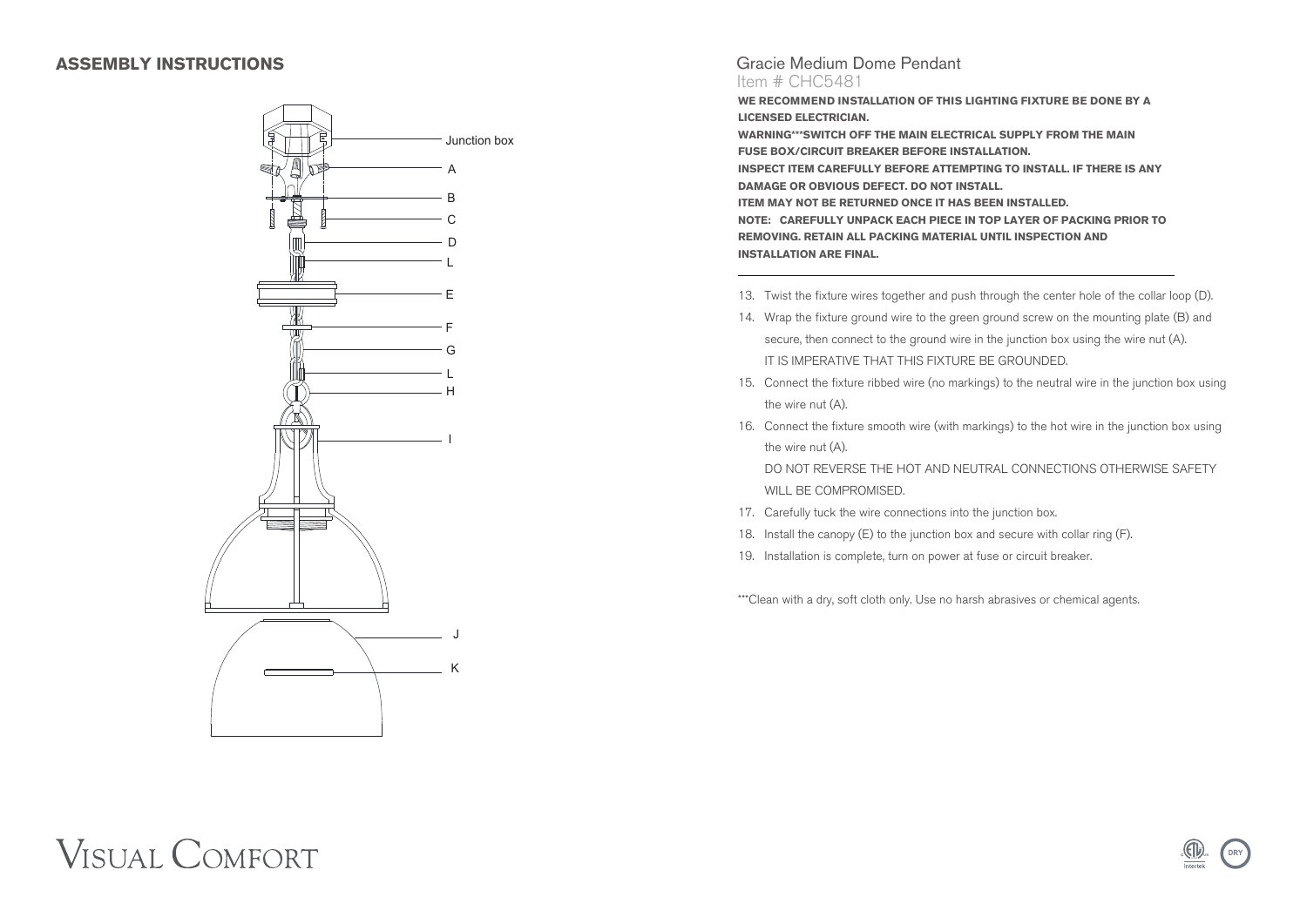# ASSEMBLY INSTRUCTIONS

Junction box

A

B

C

D

L

E

F

G

L

H

I

J

K

## Gracie Medium Dome Pendant

Item # CHC5481

**WE RECOMMEND INSTALLATION OF THIS LIGHTING FIXTURE BE DONE BY A LICENSED ELECTRICIAN.**

**WARNING***SWITCH OFF THE MAIN ELECTRICAL SUPPLY FROM THE MAIN FUSE BOX/CIRCUIT BREAKER BEFORE INSTALLATION.**

**INSPECT ITEM CAREFULLY BEFORE ATTEMPTING TO INSTALL. IF THERE IS ANY DAMAGE OR OBVIOUS DEFECT. DO NOT INSTALL.**

**ITEM MAY NOT BE RETURNED ONCE IT HAS BEEN INSTALLED.**

**NOTE: CAREFULLY UNPACK EACH PIECE IN TOP LAYER OF PACKING PRIOR TO REMOVING. RETAIN ALL PACKING MATERIAL UNTIL INSPECTION AND INSTALLATION ARE FINAL.**

13. Twist the fixture wires together and push through the center hole of the collar loop (D).
14. Wrap the fixture ground wire to the green ground screw on the mounting plate (B) and secure, then connect to the ground wire in the junction box using the wire nut (A).
    IT IS IMPERATIVE THAT THIS FIXTURE BE GROUNDED.
15. Connect the fixture ribbed wire (no markings) to the neutral wire in the junction box using the wire nut (A).
16. Connect the fixture smooth wire (with markings) to the hot wire in the junction box using the wire nut (A).
    DO NOT REVERSE THE HOT AND NEUTRAL CONNECTIONS OTHERWISE SAFETY WILL BE COMPROMISED.
17. Carefully tuck the wire connections into the junction box.
18. Install the canopy (E) to the junction box and secure with collar ring (F).
19. Installation is complete, turn on power at fuse or circuit breaker.

***Clean with a dry, soft cloth only. Use no harsh abrasives or chemical agents.

VISUAL COMFORT

Intertek

DRY